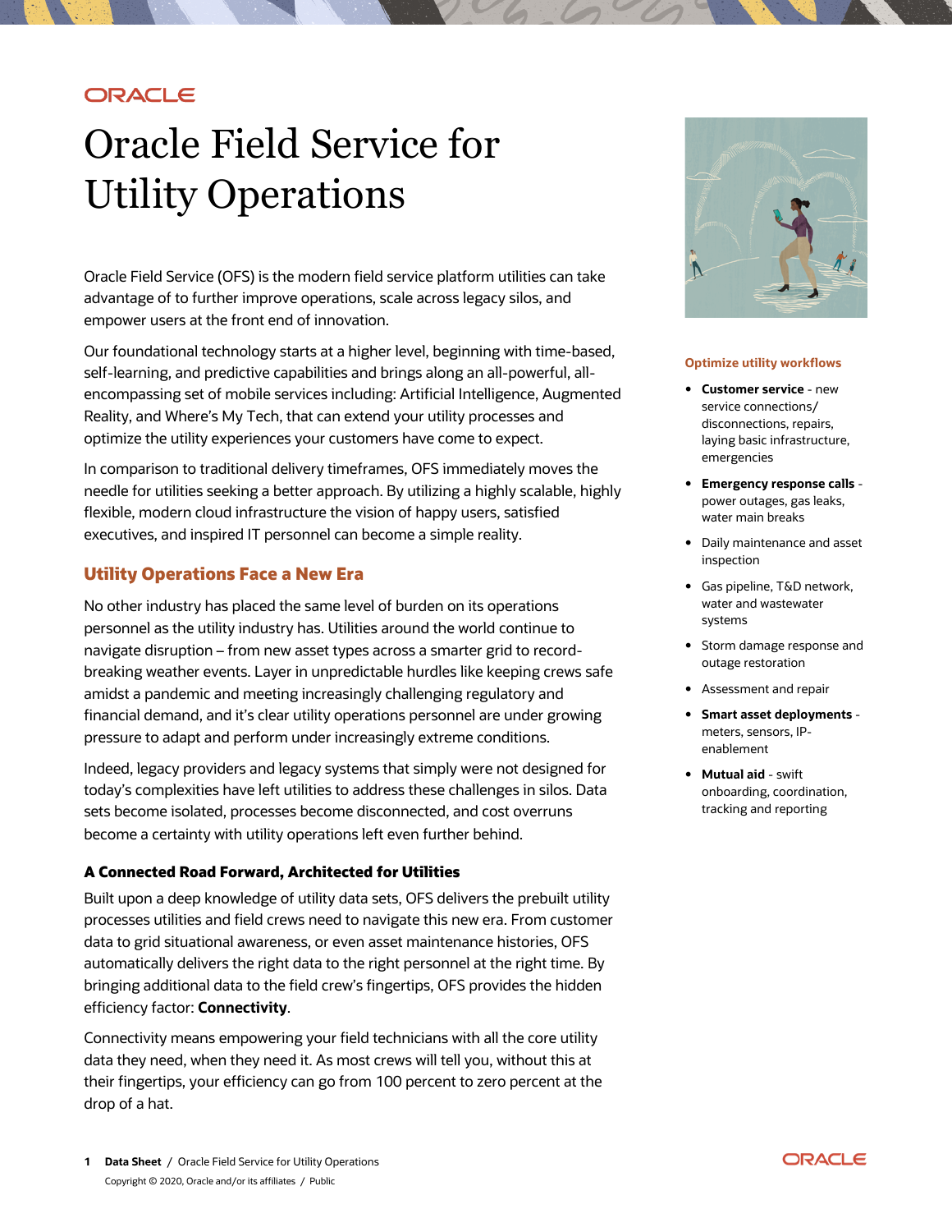ORACLE

# Oracle Field Service for Utility Operations

Oracle Field Service (OFS) is the modern field service platform utilities can take advantage of to further improve operations, scale across legacy silos, and empower users at the front end of innovation.

Our foundational technology starts at a higher level, beginning with time-based, self-learning, and predictive capabilities and brings along an all-powerful, all-encompassing set of mobile services including: Artificial Intelligence, Augmented Reality, and Where's My Tech, that can extend your utility processes and optimize the utility experiences your customers have come to expect.

In comparison to traditional delivery timeframes, OFS immediately moves the needle for utilities seeking a better approach. By utilizing a highly scalable, highly flexible, modern cloud infrastructure the vision of happy users, satisfied executives, and inspired IT personnel can become a simple reality.

## Utility Operations Face a New Era

No other industry has placed the same level of burden on its operations personnel as the utility industry has. Utilities around the world continue to navigate disruption – from new asset types across a smarter grid to record-breaking weather events. Layer in unpredictable hurdles like keeping crews safe amidst a pandemic and meeting increasingly challenging regulatory and financial demand, and it's clear utility operations personnel are under growing pressure to adapt and perform under increasingly extreme conditions.

Indeed, legacy providers and legacy systems that simply were not designed for today's complexities have left utilities to address these challenges in silos. Data sets become isolated, processes become disconnected, and cost overruns become a certainty with utility operations left even further behind.

### A Connected Road Forward, Architected for Utilities

Built upon a deep knowledge of utility data sets, OFS delivers the prebuilt utility processes utilities and field crews need to navigate this new era. From customer data to grid situational awareness, or even asset maintenance histories, OFS automatically delivers the right data to the right personnel at the right time. By bringing additional data to the field crew's fingertips, OFS provides the hidden efficiency factor: **Connectivity**.

Connectivity means empowering your field technicians with all the core utility data they need, when they need it. As most crews will tell you, without this at their fingertips, your efficiency can go from 100 percent to zero percent at the drop of a hat.

#### Optimize utility workflows

- **Customer service** - new service connections/ disconnections, repairs, laying basic infrastructure, emergencies
- **Emergency response calls** - power outages, gas leaks, water main breaks
- Daily maintenance and asset inspection
- Gas pipeline, T&D network, water and wastewater systems
- Storm damage response and outage restoration
- Assessment and repair
- **Smart asset deployments** - meters, sensors, IP-enablement
- **Mutual aid** - swift onboarding, coordination, tracking and reporting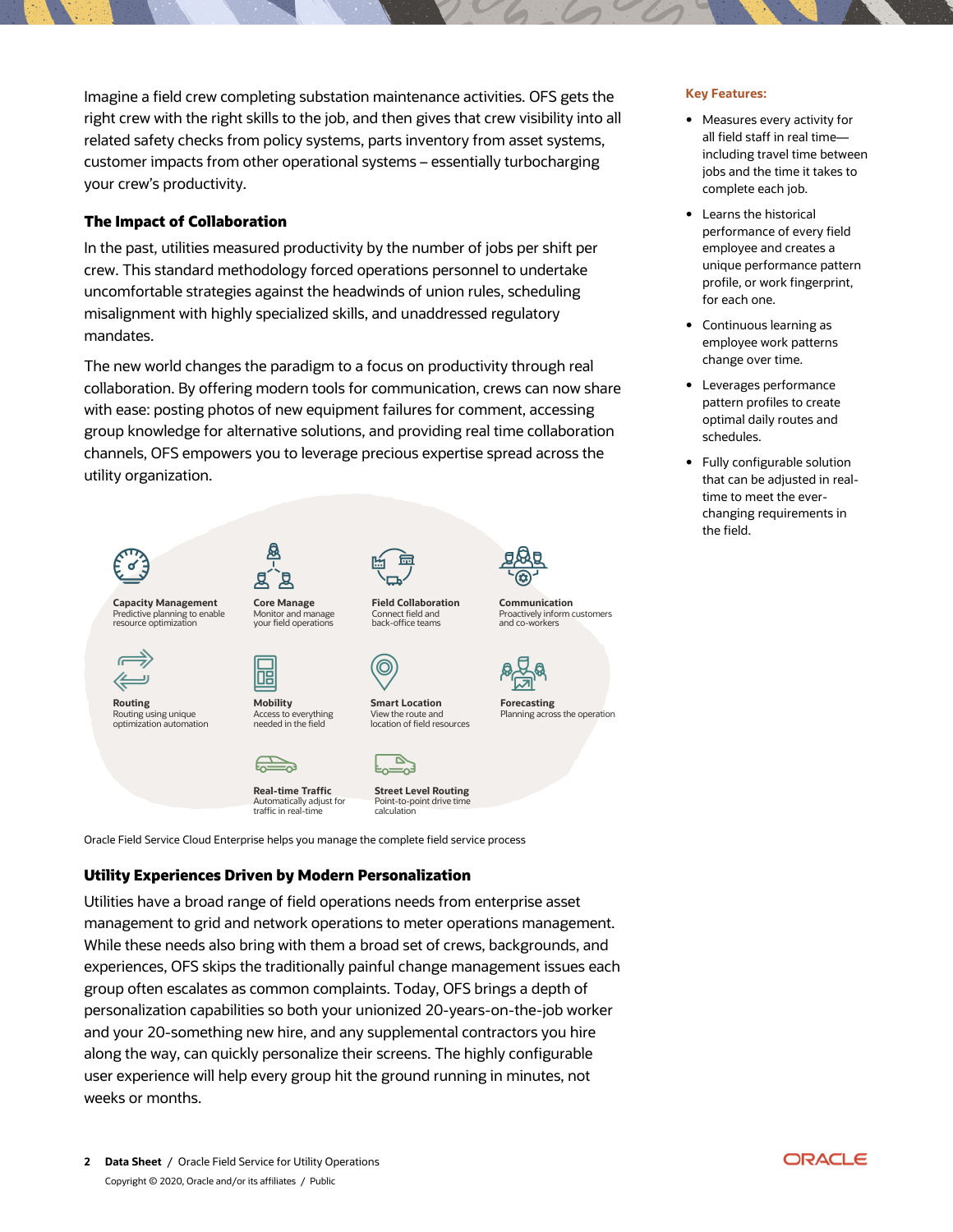Imagine a field crew completing substation maintenance activities. OFS gets the right crew with the right skills to the job, and then gives that crew visibility into all related safety checks from policy systems, parts inventory from asset systems, customer impacts from other operational systems – essentially turbocharging your crew's productivity.

### The Impact of Collaboration

In the past, utilities measured productivity by the number of jobs per shift per crew. This standard methodology forced operations personnel to undertake uncomfortable strategies against the headwinds of union rules, scheduling misalignment with highly specialized skills, and unaddressed regulatory mandates.

The new world changes the paradigm to a focus on productivity through real collaboration. By offering modern tools for communication, crews can now share with ease: posting photos of new equipment failures for comment, accessing group knowledge for alternative solutions, and providing real time collaboration channels, OFS empowers you to leverage precious expertise spread across the utility organization.

**Capacity Management**
Predictive planning to enable resource optimization

**Core Manage**
Monitor and manage your field operations

**Field Collaboration**
Connect field and back-office teams

**Communication**
Proactively inform customers and co-workers

**Routing**
Routing using unique optimization automation

**Mobility**
Access to everything needed in the field

**Smart Location**
View the route and location of field resources

**Forecasting**
Planning across the operation

**Real-time Traffic**
Automatically adjust for traffic in real-time

**Street Level Routing**
Point-to-point drive time calculation

Oracle Field Service Cloud Enterprise helps you manage the complete field service process

### Utility Experiences Driven by Modern Personalization

Utilities have a broad range of field operations needs from enterprise asset management to grid and network operations to meter operations management. While these needs also bring with them a broad set of crews, backgrounds, and experiences, OFS skips the traditionally painful change management issues each group often escalates as common complaints. Today, OFS brings a depth of personalization capabilities so both your unionized 20-years-on-the-job worker and your 20-something new hire, and any supplemental contractors you hire along the way, can quickly personalize their screens. The highly configurable user experience will help every group hit the ground running in minutes, not weeks or months.

**Key Features:**

- Measures every activity for all field staff in real time—including travel time between jobs and the time it takes to complete each job.
- Learns the historical performance of every field employee and creates a unique performance pattern profile, or work fingerprint, for each one.
- Continuous learning as employee work patterns change over time.
- Leverages performance pattern profiles to create optimal daily routes and schedules.
- Fully configurable solution that can be adjusted in real-time to meet the ever-changing requirements in the field.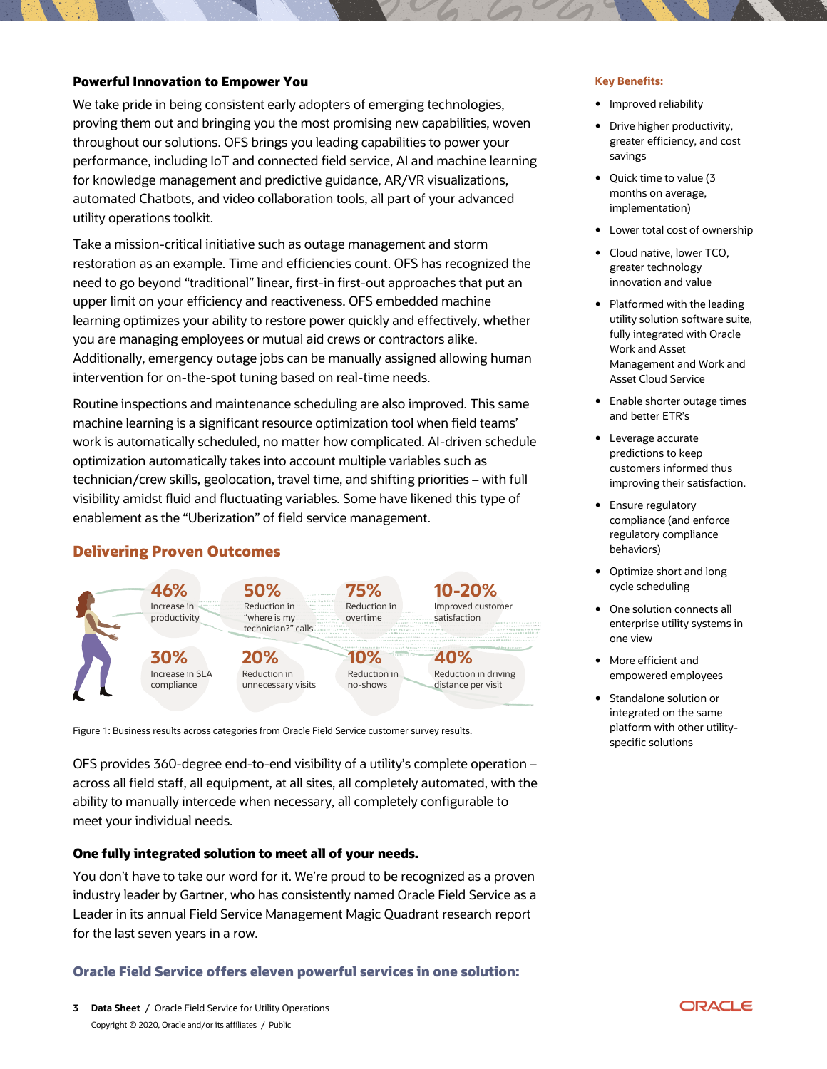### Powerful Innovation to Empower You

We take pride in being consistent early adopters of emerging technologies, proving them out and bringing you the most promising new capabilities, woven throughout our solutions. OFS brings you leading capabilities to power your performance, including IoT and connected field service, AI and machine learning for knowledge management and predictive guidance, AR/VR visualizations, automated Chatbots, and video collaboration tools, all part of your advanced utility operations toolkit.

Take a mission-critical initiative such as outage management and storm restoration as an example. Time and efficiencies count. OFS has recognized the need to go beyond "traditional" linear, first-in first-out approaches that put an upper limit on your efficiency and reactiveness. OFS embedded machine learning optimizes your ability to restore power quickly and effectively, whether you are managing employees or mutual aid crews or contractors alike. Additionally, emergency outage jobs can be manually assigned allowing human intervention for on-the-spot tuning based on real-time needs.

Routine inspections and maintenance scheduling are also improved. This same machine learning is a significant resource optimization tool when field teams' work is automatically scheduled, no matter how complicated. AI-driven schedule optimization automatically takes into account multiple variables such as technician/crew skills, geolocation, travel time, and shifting priorities – with full visibility amidst fluid and fluctuating variables. Some have likened this type of enablement as the "Uberization" of field service management.

## Delivering Proven Outcomes

- **46%** Increase in productivity
- **50%** Reduction in "where is my technician?" calls
- **75%** Reduction in overtime
- **10-20%** Improved customer satisfaction
- **30%** Increase in SLA compliance
- **20%** Reduction in unnecessary visits
- **10%** Reduction in no-shows
- **40%** Reduction in driving distance per visit

Figure 1: Business results across categories from Oracle Field Service customer survey results.

OFS provides 360-degree end-to-end visibility of a utility's complete operation – across all field staff, all equipment, at all sites, all completely automated, with the ability to manually intercede when necessary, all completely configurable to meet your individual needs.

### One fully integrated solution to meet all of your needs.

You don't have to take our word for it. We're proud to be recognized as a proven industry leader by Gartner, who has consistently named Oracle Field Service as a Leader in its annual Field Service Management Magic Quadrant research report for the last seven years in a row.

### Oracle Field Service offers eleven powerful services in one solution:

**Key Benefits:**

- Improved reliability
- Drive higher productivity, greater efficiency, and cost savings
- Quick time to value (3 months on average, implementation)
- Lower total cost of ownership
- Cloud native, lower TCO, greater technology innovation and value
- Platformed with the leading utility solution software suite, fully integrated with Oracle Work and Asset Management and Work and Asset Cloud Service
- Enable shorter outage times and better ETR's
- Leverage accurate predictions to keep customers informed thus improving their satisfaction.
- Ensure regulatory compliance (and enforce regulatory compliance behaviors)
- Optimize short and long cycle scheduling
- One solution connects all enterprise utility systems in one view
- More efficient and empowered employees
- Standalone solution or integrated on the same platform with other utility-specific solutions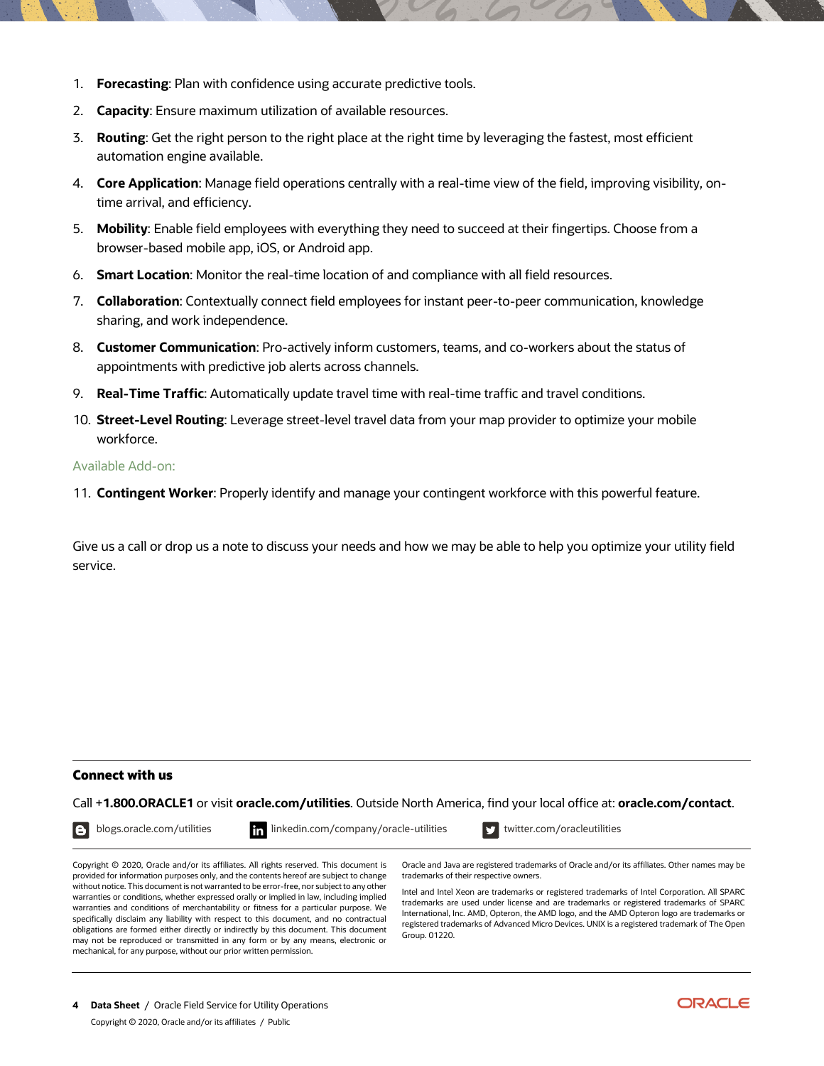1. **Forecasting**: Plan with confidence using accurate predictive tools.
2. **Capacity**: Ensure maximum utilization of available resources.
3. **Routing**: Get the right person to the right place at the right time by leveraging the fastest, most efficient automation engine available.
4. **Core Application**: Manage field operations centrally with a real-time view of the field, improving visibility, on-time arrival, and efficiency.
5. **Mobility**: Enable field employees with everything they need to succeed at their fingertips. Choose from a browser-based mobile app, iOS, or Android app.
6. **Smart Location**: Monitor the real-time location of and compliance with all field resources.
7. **Collaboration**: Contextually connect field employees for instant peer-to-peer communication, knowledge sharing, and work independence.
8. **Customer Communication**: Pro-actively inform customers, teams, and co-workers about the status of appointments with predictive job alerts across channels.
9. **Real-Time Traffic**: Automatically update travel time with real-time traffic and travel conditions.
10. **Street-Level Routing**: Leverage street-level travel data from your map provider to optimize your mobile workforce.

Available Add-on:

11. **Contingent Worker**: Properly identify and manage your contingent workforce with this powerful feature.

Give us a call or drop us a note to discuss your needs and how we may be able to help you optimize your utility field service.

## Connect with us

Call +**1.800.ORACLE1** or visit **oracle.com/utilities**. Outside North America, find your local office at: **oracle.com/contact**.

blogs.oracle.com/utilities    linkedin.com/company/oracle-utilities    twitter.com/oracleutilities

Copyright © 2020, Oracle and/or its affiliates. All rights reserved. This document is provided for information purposes only, and the contents hereof are subject to change without notice. This document is not warranted to be error-free, nor subject to any other warranties or conditions, whether expressed orally or implied in law, including implied warranties and conditions of merchantability or fitness for a particular purpose. We specifically disclaim any liability with respect to this document, and no contractual obligations are formed either directly or indirectly by this document. This document may not be reproduced or transmitted in any form or by any means, electronic or mechanical, for any purpose, without our prior written permission.

Oracle and Java are registered trademarks of Oracle and/or its affiliates. Other names may be trademarks of their respective owners.

Intel and Intel Xeon are trademarks or registered trademarks of Intel Corporation. All SPARC trademarks are used under license and are trademarks or registered trademarks of SPARC International, Inc. AMD, Opteron, the AMD logo, and the AMD Opteron logo are trademarks or registered trademarks of Advanced Micro Devices. UNIX is a registered trademark of The Open Group. 01220.